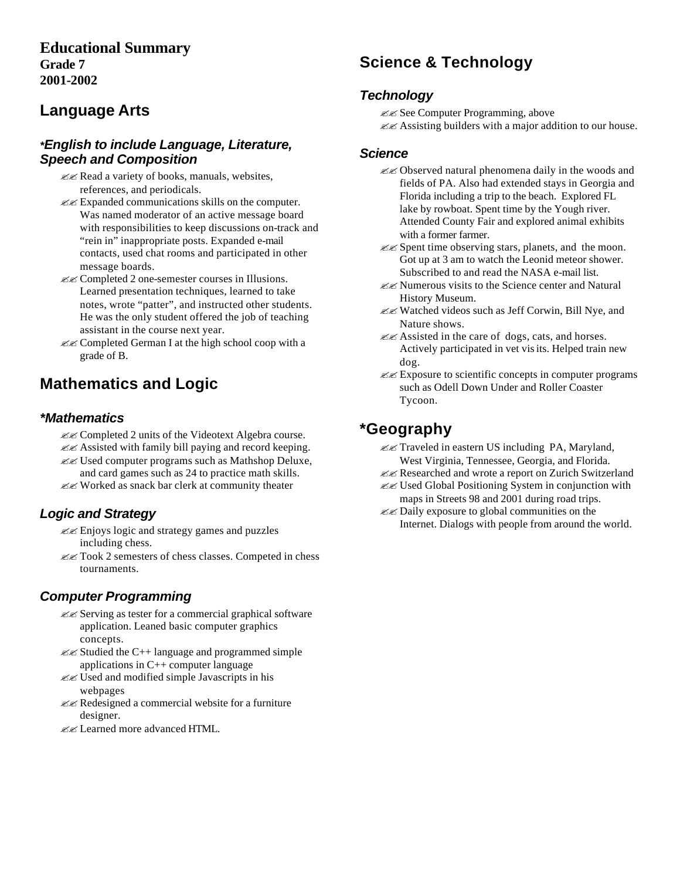# Educational Summary

**Grade 7**
**2001-2002**

## Language Arts

### *English to include Language, Literature, Speech and Composition

- Read a variety of books, manuals, websites, references, and periodicals.
- Expanded communications skills on the computer. Was named moderator of an active message board with responsibilities to keep discussions on-track and "rein in" inappropriate posts. Expanded e-mail contacts, used chat rooms and participated in other message boards.
- Completed 2 one-semester courses in Illusions. Learned presentation techniques, learned to take notes, wrote "patter", and instructed other students. He was the only student offered the job of teaching assistant in the course next year.
- Completed German I at the high school coop with a grade of B.

## Mathematics and Logic

### *Mathematics

- Completed 2 units of the Videotext Algebra course.
- Assisted with family bill paying and record keeping.
- Used computer programs such as Mathshop Deluxe, and card games such as 24 to practice math skills.
- Worked as snack bar clerk at community theater

### Logic and Strategy

- Enjoys logic and strategy games and puzzles including chess.
- Took 2 semesters of chess classes. Competed in chess tournaments.

### Computer Programming

- Serving as tester for a commercial graphical software application. Leaned basic computer graphics concepts.
- Studied the C++ language and programmed simple applications in C++ computer language
- Used and modified simple Javascripts in his webpages
- Redesigned a commercial website for a furniture designer.
- Learned more advanced HTML.

## Science & Technology

### Technology

- See Computer Programming, above
- Assisting builders with a major addition to our house.

### Science

- Observed natural phenomena daily in the woods and fields of PA. Also had extended stays in Georgia and Florida including a trip to the beach. Explored FL lake by rowboat. Spent time by the Yough river. Attended County Fair and explored animal exhibits with a former farmer.
- Spent time observing stars, planets, and the moon. Got up at 3 am to watch the Leonid meteor shower. Subscribed to and read the NASA e-mail list.
- Numerous visits to the Science center and Natural History Museum.
- Watched videos such as Jeff Corwin, Bill Nye, and Nature shows.
- Assisted in the care of dogs, cats, and horses. Actively participated in vet visits. Helped train new dog.
- Exposure to scientific concepts in computer programs such as Odell Down Under and Roller Coaster Tycoon.

## *Geography

- Traveled in eastern US including PA, Maryland, West Virginia, Tennessee, Georgia, and Florida.
- Researched and wrote a report on Zurich Switzerland
- Used Global Positioning System in conjunction with maps in Streets 98 and 2001 during road trips.
- Daily exposure to global communities on the Internet. Dialogs with people from around the world.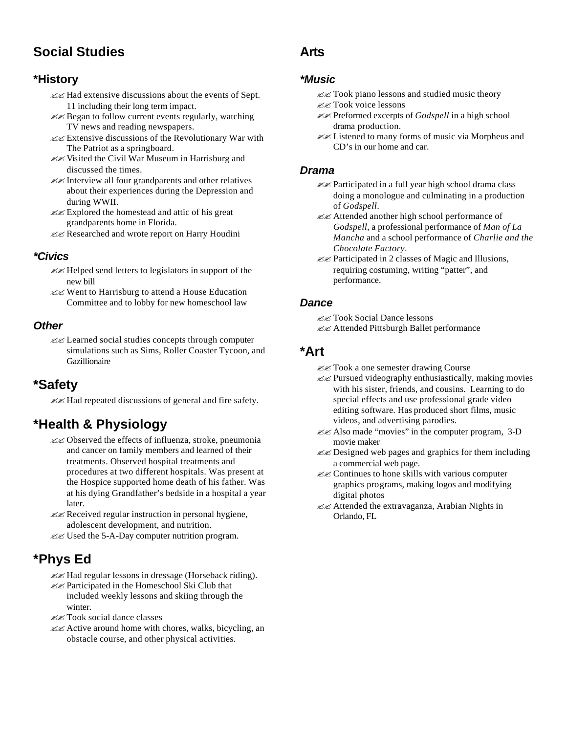## Social Studies

### *History

- Had extensive discussions about the events of Sept. 11 including their long term impact.
- Began to follow current events regularly, watching TV news and reading newspapers.
- Extensive discussions of the Revolutionary War with The Patriot as a springboard.
- Visited the Civil War Museum in Harrisburg and discussed the times.
- Interview all four grandparents and other relatives about their experiences during the Depression and during WWII.
- Explored the homestead and attic of his great grandparents home in Florida.
- Researched and wrote report on Harry Houdini

### *Civics

- Helped send letters to legislators in support of the new bill
- Went to Harrisburg to attend a House Education Committee and to lobby for new homeschool law

### Other

- Learned social studies concepts through computer simulations such as Sims, Roller Coaster Tycoon, and Gazillionaire

## *Safety

- Had repeated discussions of general and fire safety.

## *Health & Physiology

- Observed the effects of influenza, stroke, pneumonia and cancer on family members and learned of their treatments. Observed hospital treatments and procedures at two different hospitals. Was present at the Hospice supported home death of his father. Was at his dying Grandfather's bedside in a hospital a year later.
- Received regular instruction in personal hygiene, adolescent development, and nutrition.
- Used the 5-A-Day computer nutrition program.

## *Phys Ed

- Had regular lessons in dressage (Horseback riding).
- Participated in the Homeschool Ski Club that included weekly lessons and skiing through the winter.
- Took social dance classes
- Active around home with chores, walks, bicycling, an obstacle course, and other physical activities.

## Arts

### *Music

- Took piano lessons and studied music theory
- Took voice lessons
- Preformed excerpts of *Godspell* in a high school drama production.
- Listened to many forms of music via Morpheus and CD's in our home and car.

### Drama

- Participated in a full year high school drama class doing a monologue and culminating in a production of *Godspell*.
- Attended another high school performance of *Godspell*, a professional performance of *Man of La Mancha* and a school performance of *Charlie and the Chocolate Factory*.
- Participated in 2 classes of Magic and Illusions, requiring costuming, writing "patter", and performance.

### Dance

- Took Social Dance lessons
- Attended Pittsburgh Ballet performance

## *Art

- Took a one semester drawing Course
- Pursued videography enthusiastically, making movies with his sister, friends, and cousins. Learning to do special effects and use professional grade video editing software. Has produced short films, music videos, and advertising parodies.
- Also made "movies" in the computer program, 3-D movie maker
- Designed web pages and graphics for them including a commercial web page.
- Continues to hone skills with various computer graphics programs, making logos and modifying digital photos
- Attended the extravaganza, Arabian Nights in Orlando, FL